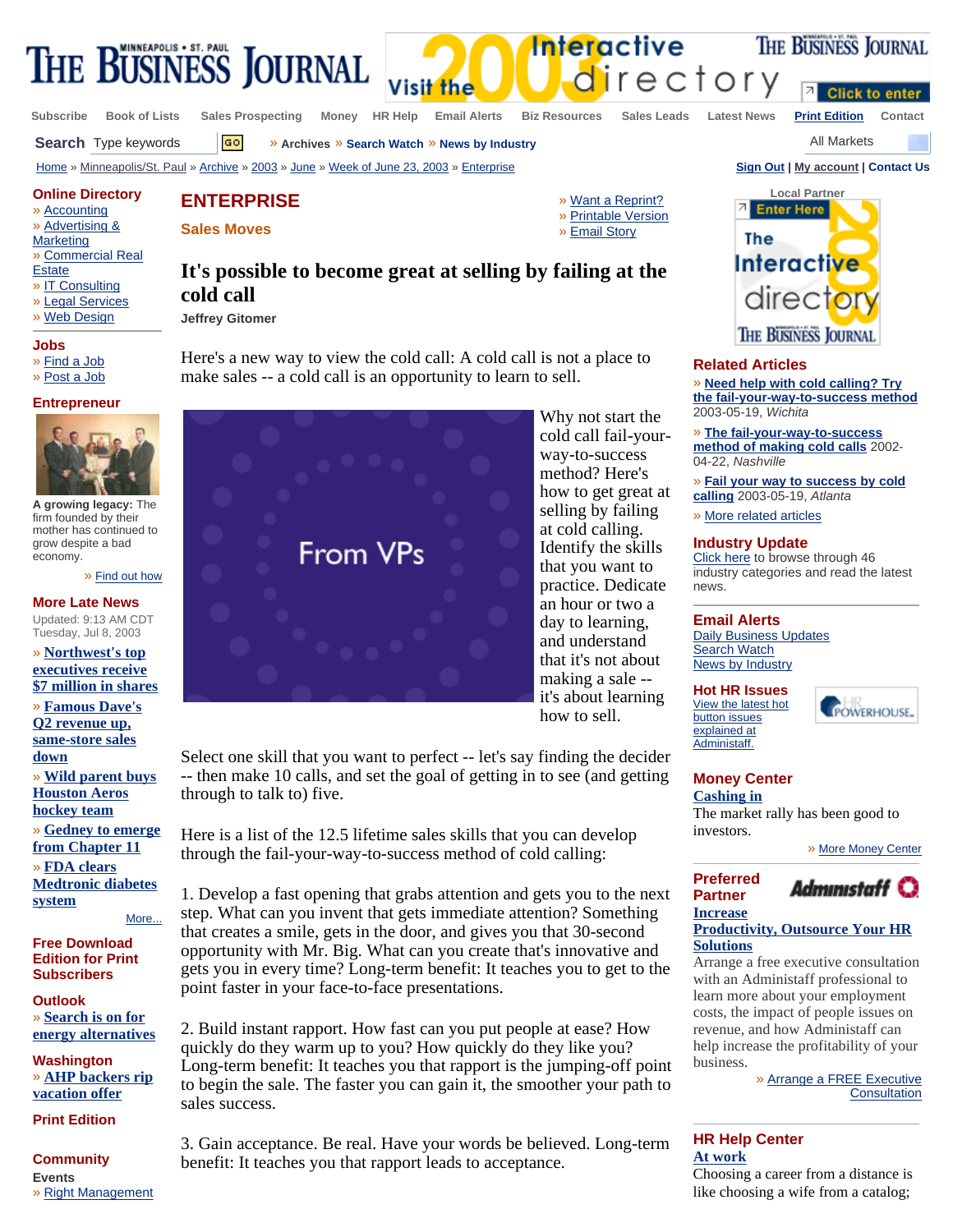# ENTERPRISE

## Sales Moves

# It's possible to become great at selling by failing at the cold call

**Jeffrey Gitomer**

Here's a new way to view the cold call: A cold call is not a place to make sales -- a cold call is an opportunity to learn to sell.

Why not start the cold call fail-your-way-to-success method? Here's how to get great at selling by failing at cold calling. Identify the skills that you want to practice. Dedicate an hour or two a day to learning, and understand that it's not about making a sale -- it's about learning how to sell.

Select one skill that you want to perfect -- let's say finding the decider -- then make 10 calls, and set the goal of getting in to see (and getting through to talk to) five.

Here is a list of the 12.5 lifetime sales skills that you can develop through the fail-your-way-to-success method of cold calling:

1. Develop a fast opening that grabs attention and gets you to the next step. What can you invent that gets immediate attention? Something that creates a smile, gets in the door, and gives you that 30-second opportunity with Mr. Big. What can you create that's innovative and gets you in every time? Long-term benefit: It teaches you to get to the point faster in your face-to-face presentations.

2. Build instant rapport. How fast can you put people at ease? How quickly do they warm up to you? How quickly do they like you? Long-term benefit: It teaches you that rapport is the jumping-off point to begin the sale. The faster you can gain it, the smoother your path to sales success.

3. Gain acceptance. Be real. Have your words be believed. Long-term benefit: It teaches you that rapport leads to acceptance.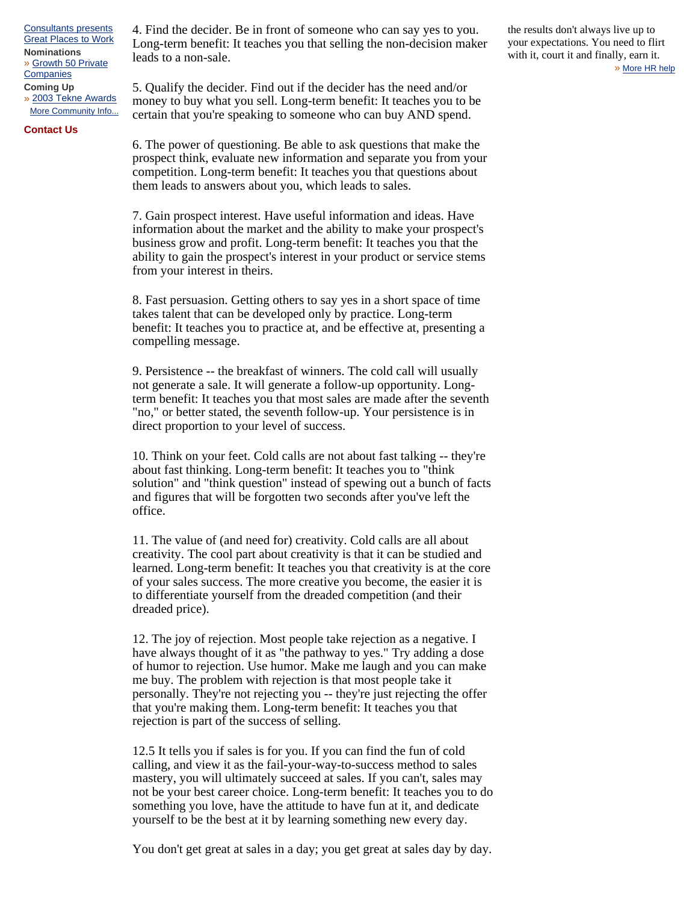Consultants presents Great Places to Work

**Nominations**

» Growth 50 Private Companies

**Coming Up**

» 2003 Tekne Awards

More Community Info...

**Contact Us**

4. Find the decider. Be in front of someone who can say yes to you. Long-term benefit: It teaches you that selling the non-decision maker leads to a non-sale.

5. Qualify the decider. Find out if the decider has the need and/or money to buy what you sell. Long-term benefit: It teaches you to be certain that you're speaking to someone who can buy AND spend.

6. The power of questioning. Be able to ask questions that make the prospect think, evaluate new information and separate you from your competition. Long-term benefit: It teaches you that questions about them leads to answers about you, which leads to sales.

7. Gain prospect interest. Have useful information and ideas. Have information about the market and the ability to make your prospect's business grow and profit. Long-term benefit: It teaches you that the ability to gain the prospect's interest in your product or service stems from your interest in theirs.

8. Fast persuasion. Getting others to say yes in a short space of time takes talent that can be developed only by practice. Long-term benefit: It teaches you to practice at, and be effective at, presenting a compelling message.

9. Persistence -- the breakfast of winners. The cold call will usually not generate a sale. It will generate a follow-up opportunity. Long-term benefit: It teaches you that most sales are made after the seventh "no," or better stated, the seventh follow-up. Your persistence is in direct proportion to your level of success.

10. Think on your feet. Cold calls are not about fast talking -- they're about fast thinking. Long-term benefit: It teaches you to "think solution" and "think question" instead of spewing out a bunch of facts and figures that will be forgotten two seconds after you've left the office.

11. The value of (and need for) creativity. Cold calls are all about creativity. The cool part about creativity is that it can be studied and learned. Long-term benefit: It teaches you that creativity is at the core of your sales success. The more creative you become, the easier it is to differentiate yourself from the dreaded competition (and their dreaded price).

12. The joy of rejection. Most people take rejection as a negative. I have always thought of it as "the pathway to yes." Try adding a dose of humor to rejection. Use humor. Make me laugh and you can make me buy. The problem with rejection is that most people take it personally. They're not rejecting you -- they're just rejecting the offer that you're making them. Long-term benefit: It teaches you that rejection is part of the success of selling.

12.5 It tells you if sales is for you. If you can find the fun of cold calling, and view it as the fail-your-way-to-success method to sales mastery, you will ultimately succeed at sales. If you can't, sales may not be your best career choice. Long-term benefit: It teaches you to do something you love, have the attitude to have fun at it, and dedicate yourself to be the best at it by learning something new every day.

You don't get great at sales in a day; you get great at sales day by day.

the results don't always live up to your expectations. You need to flirt with it, court it and finally, earn it.

» More HR help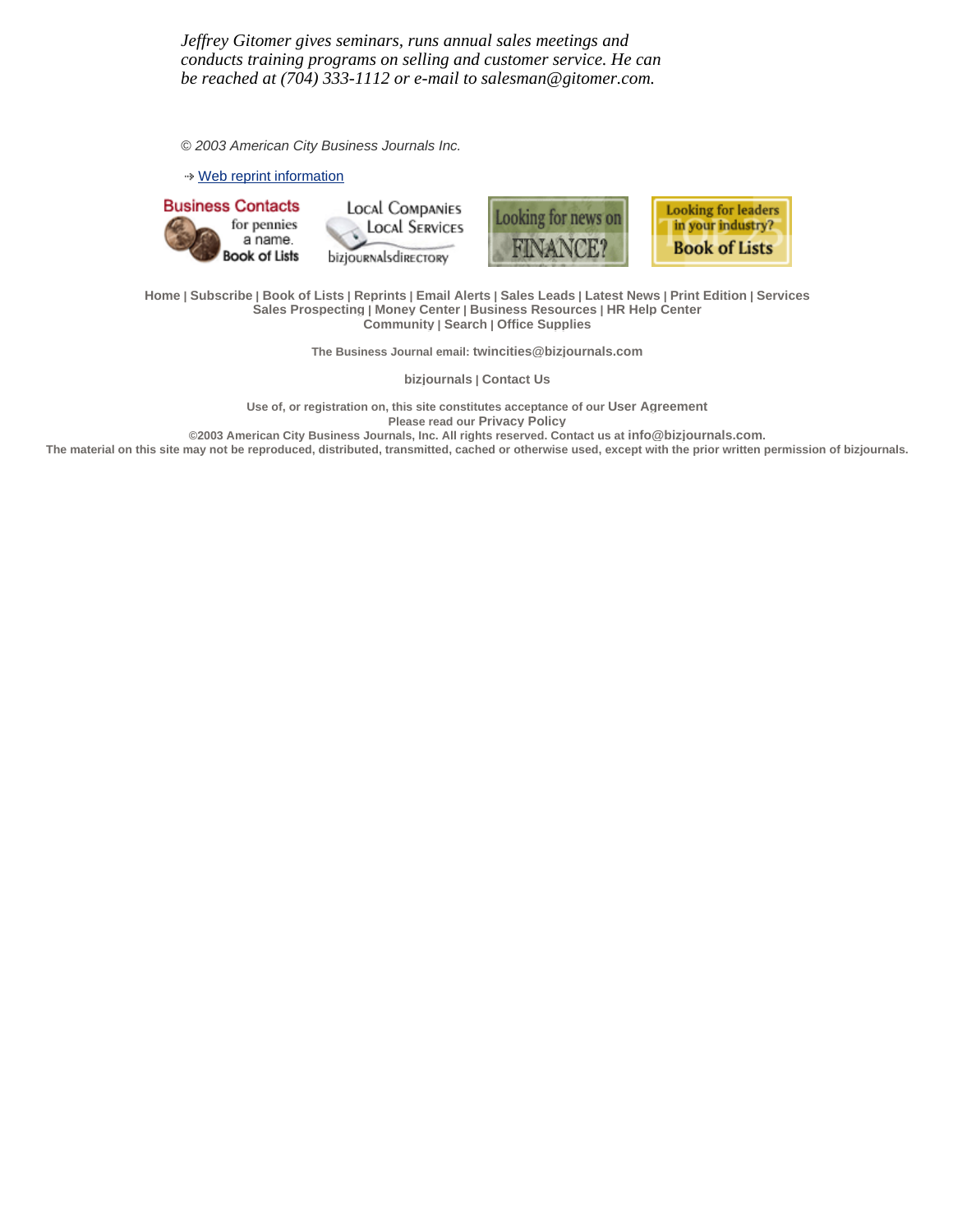*Jeffrey Gitomer gives seminars, runs annual sales meetings and conducts training programs on selling and customer service. He can be reached at (704) 333-1112 or e-mail to salesman@gitomer.com.*

*© 2003 American City Business Journals Inc.*

Web reprint information

Home | Subscribe | Book of Lists | Reprints | Email Alerts | Sales Leads | Latest News | Print Edition | Services
Sales Prospecting | Money Center | Business Resources | HR Help Center
Community | Search | Office Supplies

The Business Journal email: twincities@bizjournals.com

bizjournals | Contact Us

Use of, or registration on, this site constitutes acceptance of our User Agreement
Please read our Privacy Policy
©2003 American City Business Journals, Inc. All rights reserved. Contact us at info@bizjournals.com.
The material on this site may not be reproduced, distributed, transmitted, cached or otherwise used, except with the prior written permission of bizjournals.